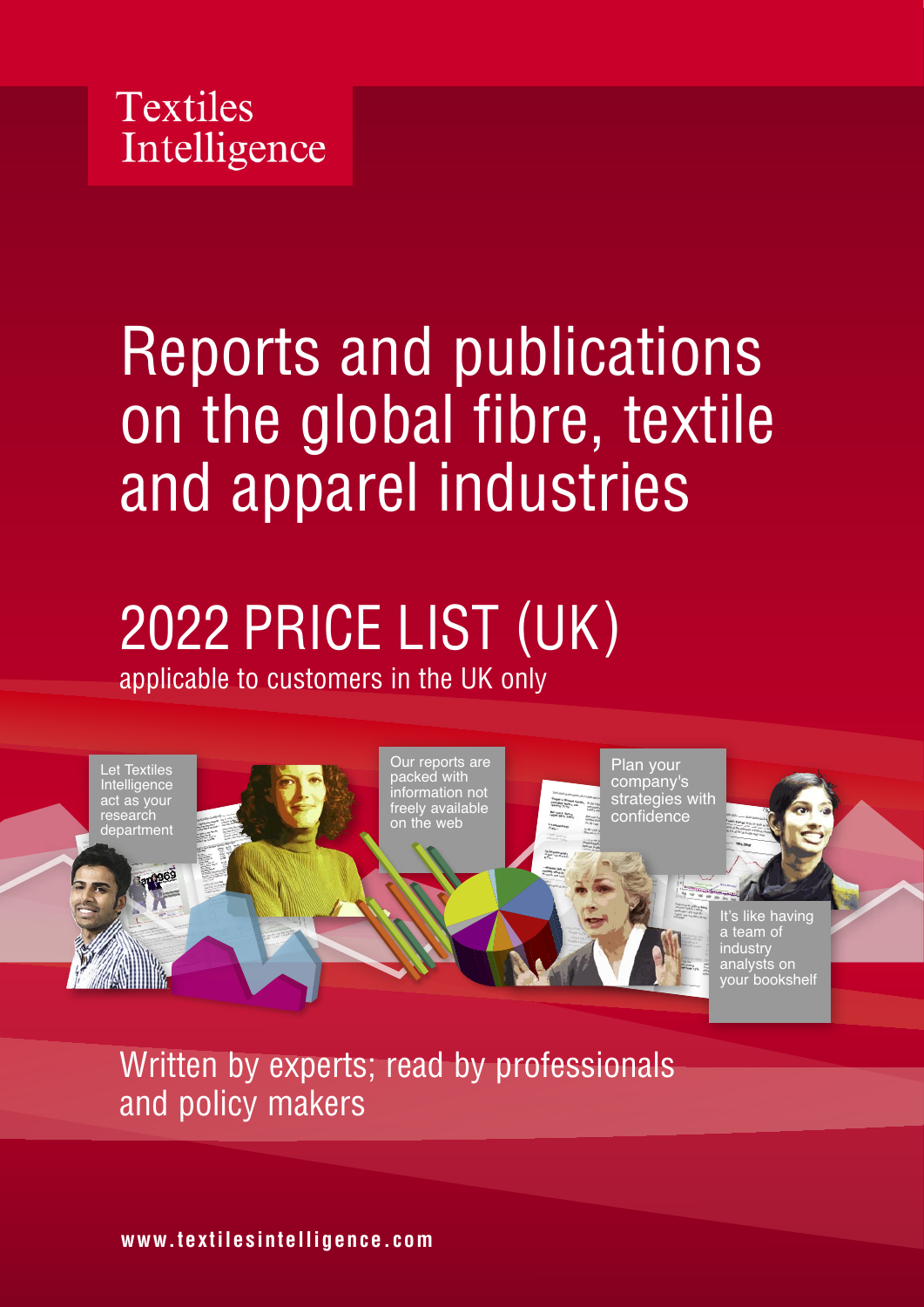Textiles Intelligence

# Reports and publications on the global fibre, textile and apparel industries

## 2022 PRICE LIST (UK)

applicable to customers in the UK only

Let Textiles Intelligence act as your research department

Our reports are packed with information not freely available on the web

Plan your company's strategies with confidence

It's like having a team of industry analysts on your bookshelf

Written by experts; read by professionals and policy makers

**www.textilesintelligence.com**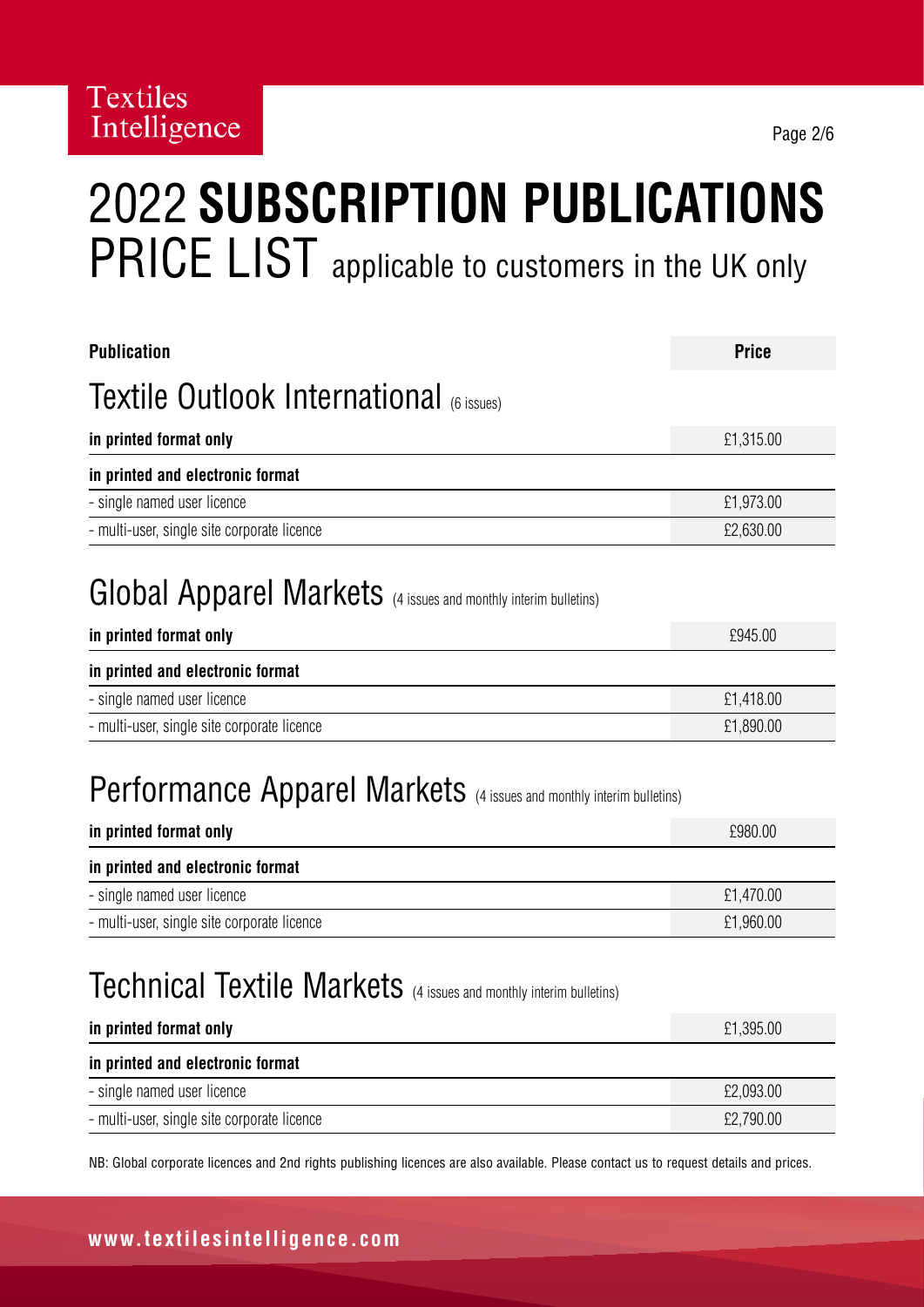Textiles Intelligence

# 2022 **SUBSCRIPTION PUBLICATIONS** PRICE LIST applicable to customers in the UK only

| **Publication** | **Price** |
|---|---|

## Textile Outlook International (6 issues)

| | |
|---|---|
| **in printed format only** | £1,315.00 |
| **in printed and electronic format** | |
| - single named user licence | £1,973.00 |
| - multi-user, single site corporate licence | £2,630.00 |

## Global Apparel Markets (4 issues and monthly interim bulletins)

| | |
|---|---|
| **in printed format only** | £945.00 |
| **in printed and electronic format** | |
| - single named user licence | £1,418.00 |
| - multi-user, single site corporate licence | £1,890.00 |

## Performance Apparel Markets (4 issues and monthly interim bulletins)

| | |
|---|---|
| **in printed format only** | £980.00 |
| **in printed and electronic format** | |
| - single named user licence | £1,470.00 |
| - multi-user, single site corporate licence | £1,960.00 |

## Technical Textile Markets (4 issues and monthly interim bulletins)

| | |
|---|---|
| **in printed format only** | £1,395.00 |
| **in printed and electronic format** | |
| - single named user licence | £2,093.00 |
| - multi-user, single site corporate licence | £2,790.00 |

NB: Global corporate licences and 2nd rights publishing licences are also available. Please contact us to request details and prices.

**www.textilesintelligence.com**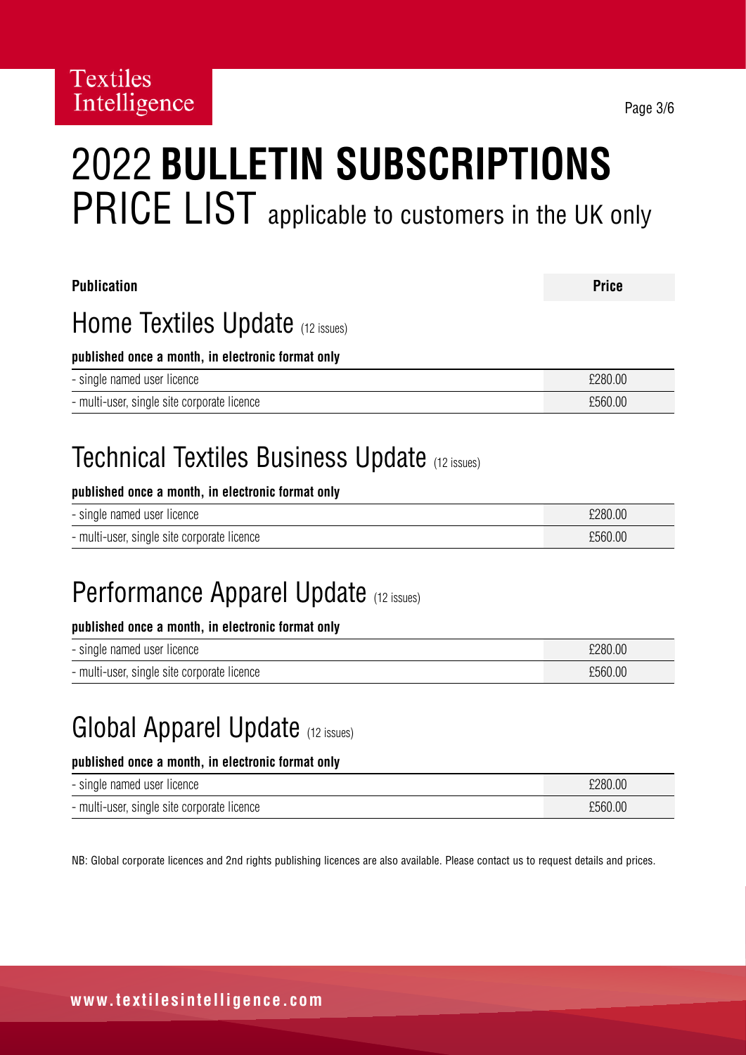Textiles Intelligence

# 2022 **BULLETIN SUBSCRIPTIONS** PRICE LIST applicable to customers in the UK only

| **Publication** | **Price** |
| --- | --- |

## Home Textiles Update (12 issues)

**published once a month, in electronic format only**

| | |
| --- | --- |
| - single named user licence | £280.00 |
| - multi-user, single site corporate licence | £560.00 |

## Technical Textiles Business Update (12 issues)

**published once a month, in electronic format only**

| | |
| --- | --- |
| - single named user licence | £280.00 |
| - multi-user, single site corporate licence | £560.00 |

## Performance Apparel Update (12 issues)

**published once a month, in electronic format only**

| | |
| --- | --- |
| - single named user licence | £280.00 |
| - multi-user, single site corporate licence | £560.00 |

## Global Apparel Update (12 issues)

**published once a month, in electronic format only**

| | |
| --- | --- |
| - single named user licence | £280.00 |
| - multi-user, single site corporate licence | £560.00 |

NB: Global corporate licences and 2nd rights publishing licences are also available. Please contact us to request details and prices.

**www.textilesintelligence.com**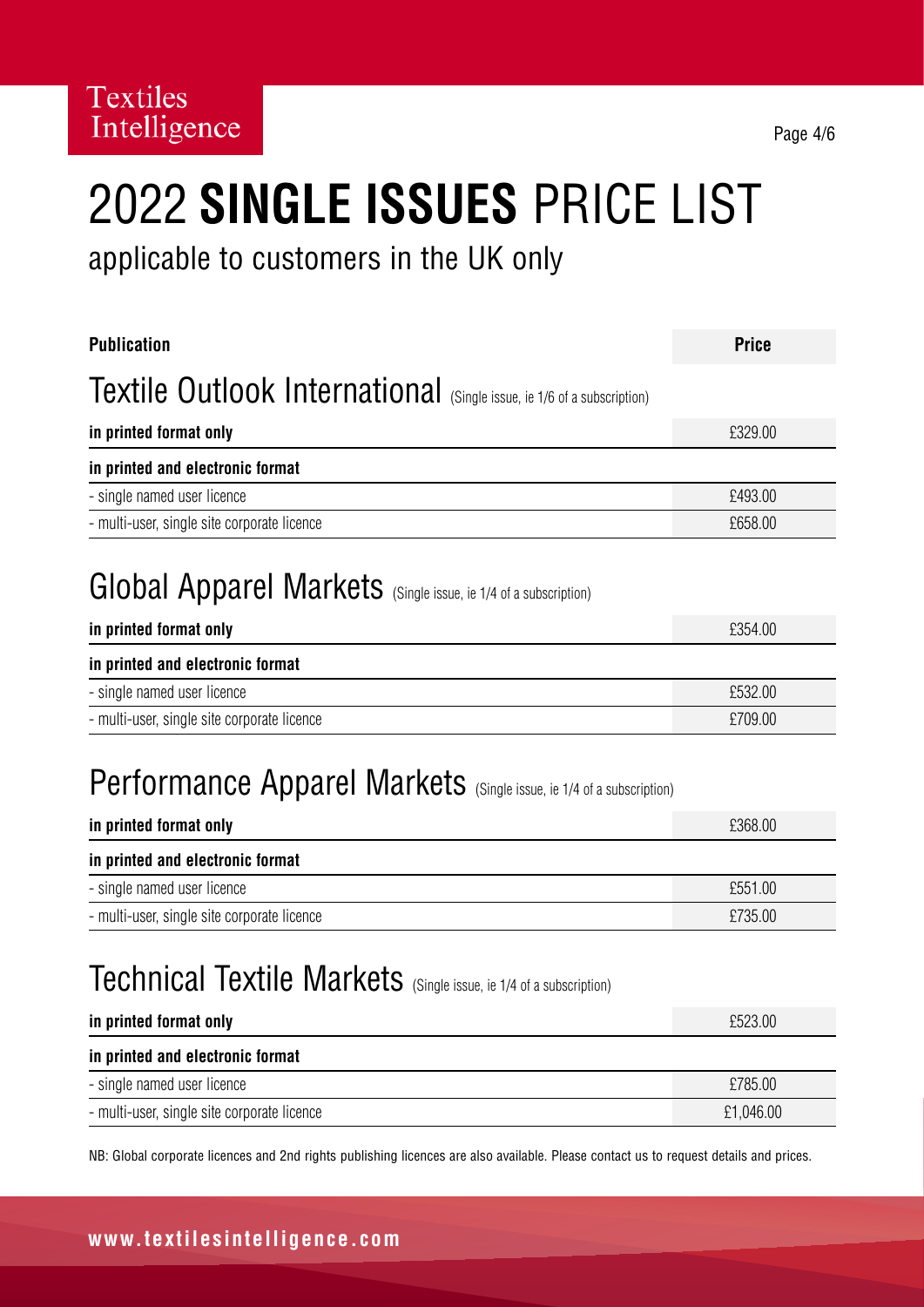# 2022 **SINGLE ISSUES** PRICE LIST

applicable to customers in the UK only

| Publication | Price |
|---|---|
| **Textile Outlook International** (Single issue, ie 1/6 of a subscription) | |
| **in printed format only** | £329.00 |
| **in printed and electronic format** | |
| - single named user licence | £493.00 |
| - multi-user, single site corporate licence | £658.00 |
| **Global Apparel Markets** (Single issue, ie 1/4 of a subscription) | |
| **in printed format only** | £354.00 |
| **in printed and electronic format** | |
| - single named user licence | £532.00 |
| - multi-user, single site corporate licence | £709.00 |
| **Performance Apparel Markets** (Single issue, ie 1/4 of a subscription) | |
| **in printed format only** | £368.00 |
| **in printed and electronic format** | |
| - single named user licence | £551.00 |
| - multi-user, single site corporate licence | £735.00 |
| **Technical Textile Markets** (Single issue, ie 1/4 of a subscription) | |
| **in printed format only** | £523.00 |
| **in printed and electronic format** | |
| - single named user licence | £785.00 |
| - multi-user, single site corporate licence | £1,046.00 |

NB: Global corporate licences and 2nd rights publishing licences are also available. Please contact us to request details and prices.

**www.textilesintelligence.com**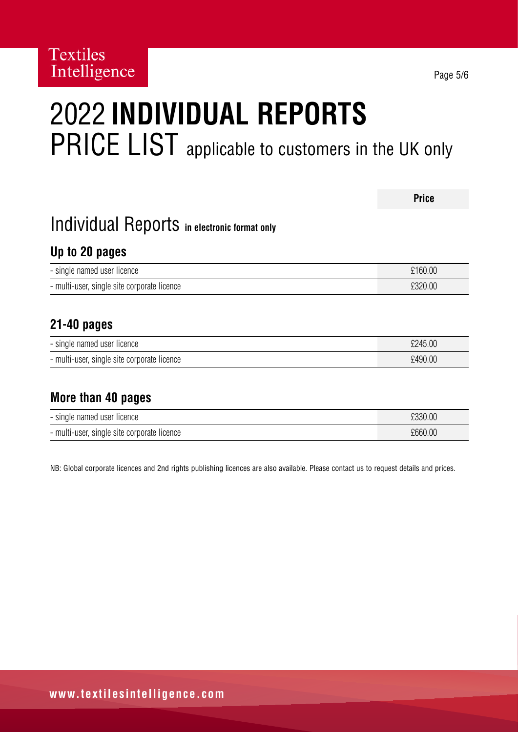# 2022 **INDIVIDUAL REPORTS** PRICE LIST applicable to customers in the UK only

## Individual Reports **in electronic format only**

### Up to 20 pages

| | Price |
|---|---|
| - single named user licence | £160.00 |
| - multi-user, single site corporate licence | £320.00 |

### 21-40 pages

| | Price |
|---|---|
| - single named user licence | £245.00 |
| - multi-user, single site corporate licence | £490.00 |

### More than 40 pages

| | Price |
|---|---|
| - single named user licence | £330.00 |
| - multi-user, single site corporate licence | £660.00 |

NB: Global corporate licences and 2nd rights publishing licences are also available. Please contact us to request details and prices.

**www.textilesintelligence.com**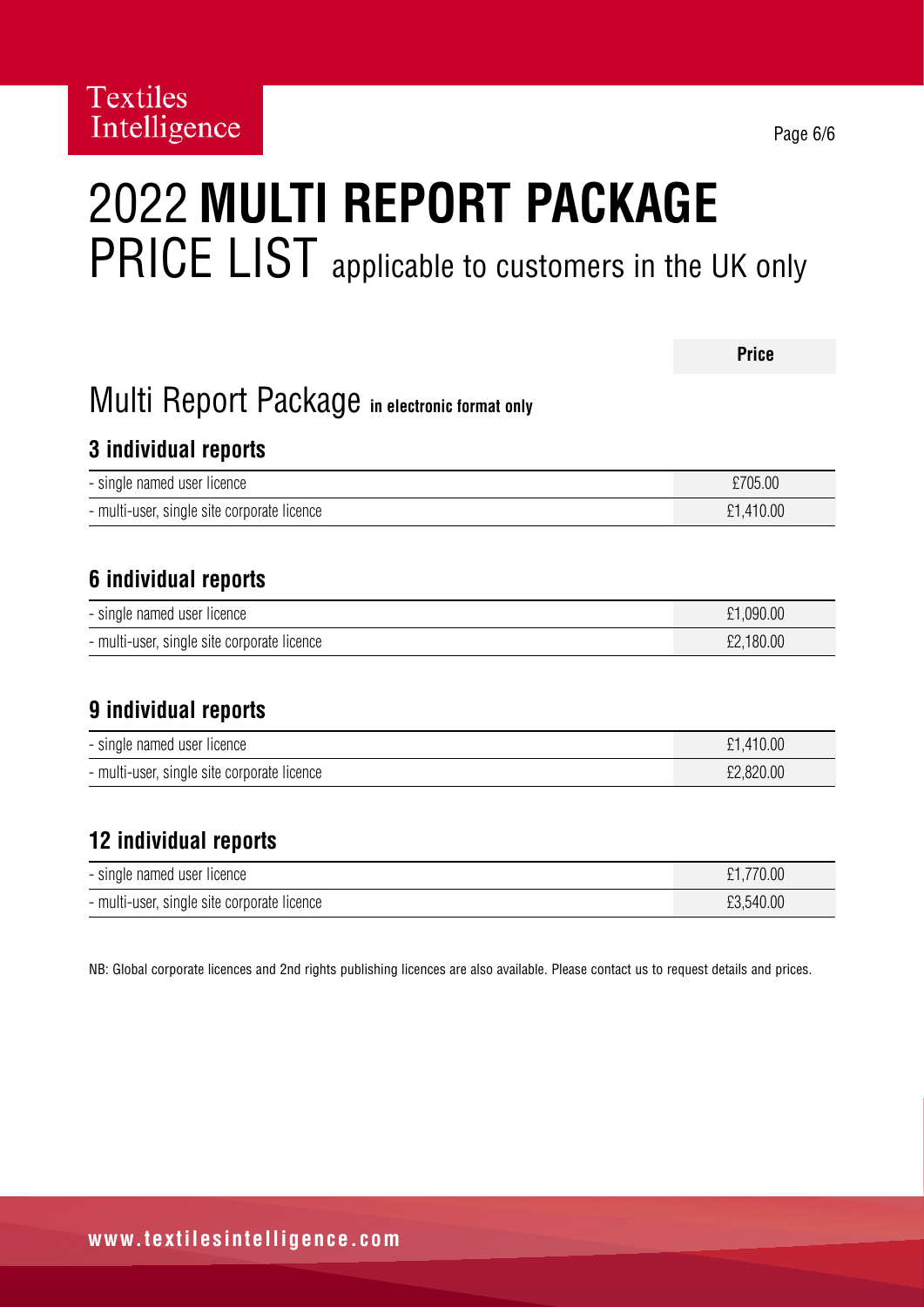Textiles Intelligence

# 2022 **MULTI REPORT PACKAGE**
# PRICE LIST applicable to customers in the UK only

## Multi Report Package **in electronic format only**

### 3 individual reports

| | Price |
|---|---|
| - single named user licence | £705.00 |
| - multi-user, single site corporate licence | £1,410.00 |

### 6 individual reports

| | Price |
|---|---|
| - single named user licence | £1,090.00 |
| - multi-user, single site corporate licence | £2,180.00 |

### 9 individual reports

| | Price |
|---|---|
| - single named user licence | £1,410.00 |
| - multi-user, single site corporate licence | £2,820.00 |

### 12 individual reports

| | Price |
|---|---|
| - single named user licence | £1,770.00 |
| - multi-user, single site corporate licence | £3,540.00 |

NB: Global corporate licences and 2nd rights publishing licences are also available. Please contact us to request details and prices.

**www.textilesintelligence.com**